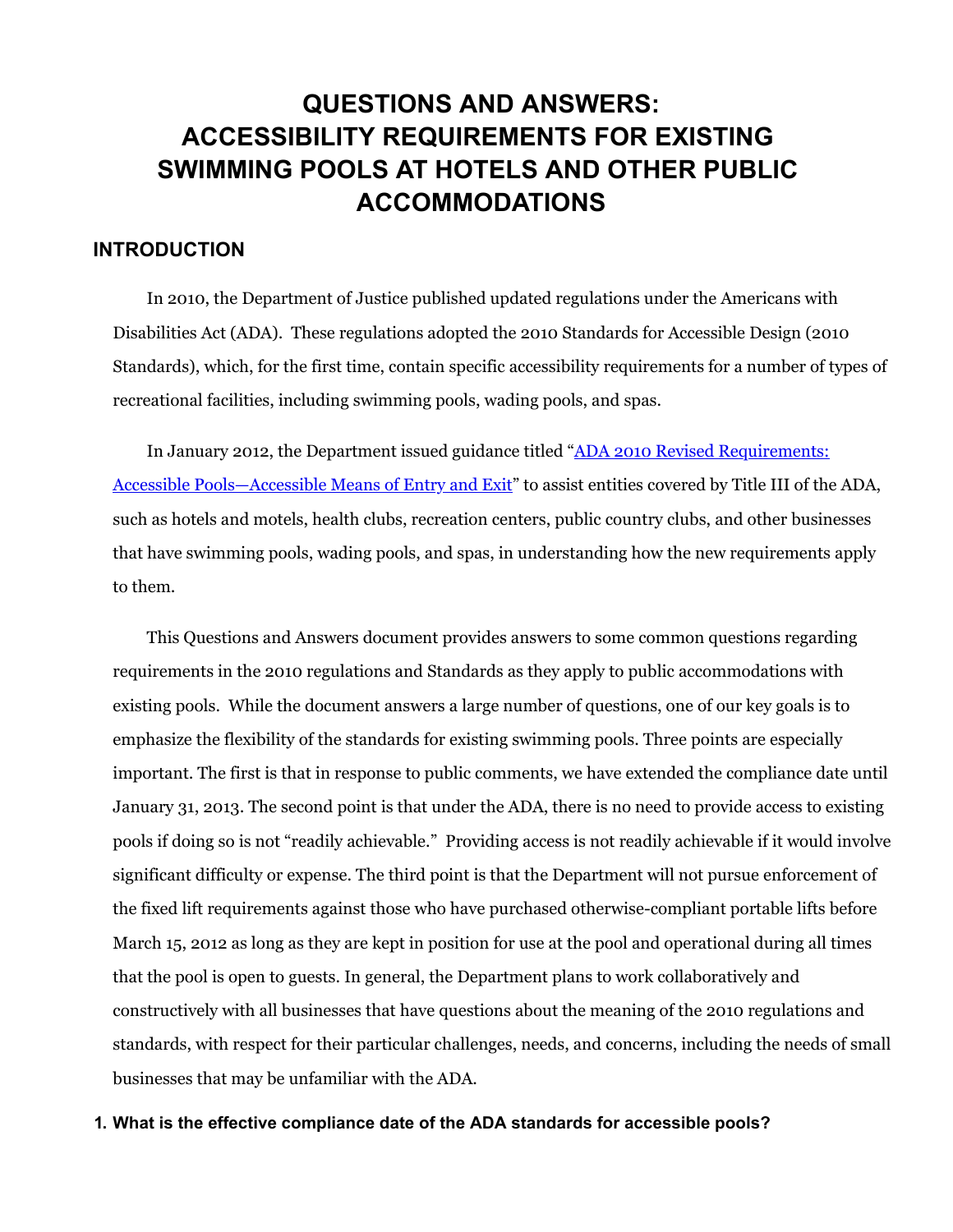# QUESTIONS AND ANSWERS: ACCESSIBILITY REQUIREMENTS FOR EXISTING SWIMMING POOLS AT HOTELS AND OTHER PUBLIC ACCOMMODATIONS

## INTRODUCTION

In 2010, the Department of Justice published updated regulations under the Americans with Disabilities Act (ADA). These regulations adopted the 2010 Standards for Accessible Design (2010 Standards), which, for the first time, contain specific accessibility requirements for a number of types of recreational facilities, including swimming pools, wading pools, and spas.

In January 2012, the Department issued guidance titled "ADA 2010 Revised Requirements: Accessible Pools—Accessible Means of Entry and Exit" to assist entities covered by Title III of the ADA, such as hotels and motels, health clubs, recreation centers, public country clubs, and other businesses that have swimming pools, wading pools, and spas, in understanding how the new requirements apply to them.

This Questions and Answers document provides answers to some common questions regarding requirements in the 2010 regulations and Standards as they apply to public accommodations with existing pools. While the document answers a large number of questions, one of our key goals is to emphasize the flexibility of the standards for existing swimming pools. Three points are especially important. The first is that in response to public comments, we have extended the compliance date until January 31, 2013. The second point is that under the ADA, there is no need to provide access to existing pools if doing so is not "readily achievable." Providing access is not readily achievable if it would involve significant difficulty or expense. The third point is that the Department will not pursue enforcement of the fixed lift requirements against those who have purchased otherwise-compliant portable lifts before March 15, 2012 as long as they are kept in position for use at the pool and operational during all times that the pool is open to guests. In general, the Department plans to work collaboratively and constructively with all businesses that have questions about the meaning of the 2010 regulations and standards, with respect for their particular challenges, needs, and concerns, including the needs of small businesses that may be unfamiliar with the ADA.

**1. What is the effective compliance date of the ADA standards for accessible pools?**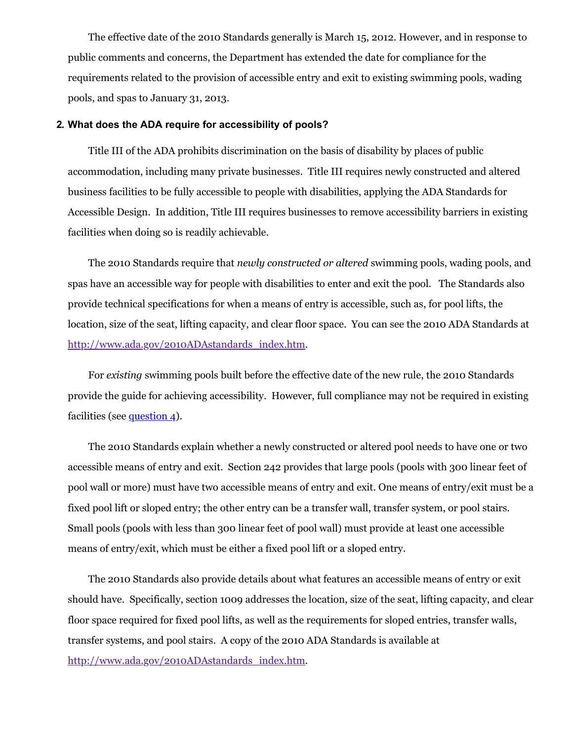The effective date of the 2010 Standards generally is March 15, 2012. However, and in response to public comments and concerns, the Department has extended the date for compliance for the requirements related to the provision of accessible entry and exit to existing swimming pools, wading pools, and spas to January 31, 2013.

**2. What does the ADA require for accessibility of pools?**

Title III of the ADA prohibits discrimination on the basis of disability by places of public accommodation, including many private businesses. Title III requires newly constructed and altered business facilities to be fully accessible to people with disabilities, applying the ADA Standards for Accessible Design. In addition, Title III requires businesses to remove accessibility barriers in existing facilities when doing so is readily achievable.

The 2010 Standards require that *newly constructed or altered* swimming pools, wading pools, and spas have an accessible way for people with disabilities to enter and exit the pool. The Standards also provide technical specifications for when a means of entry is accessible, such as, for pool lifts, the location, size of the seat, lifting capacity, and clear floor space. You can see the 2010 ADA Standards at [http://www.ada.gov/2010ADAstandards_index.htm](http://www.ada.gov/2010ADAstandards_index.htm).

For *existing* swimming pools built before the effective date of the new rule, the 2010 Standards provide the guide for achieving accessibility. However, full compliance may not be required in existing facilities (see [question 4](#)).

The 2010 Standards explain whether a newly constructed or altered pool needs to have one or two accessible means of entry and exit. Section 242 provides that large pools (pools with 300 linear feet of pool wall or more) must have two accessible means of entry and exit. One means of entry/exit must be a fixed pool lift or sloped entry; the other entry can be a transfer wall, transfer system, or pool stairs. Small pools (pools with less than 300 linear feet of pool wall) must provide at least one accessible means of entry/exit, which must be either a fixed pool lift or a sloped entry.

The 2010 Standards also provide details about what features an accessible means of entry or exit should have. Specifically, section 1009 addresses the location, size of the seat, lifting capacity, and clear floor space required for fixed pool lifts, as well as the requirements for sloped entries, transfer walls, transfer systems, and pool stairs. A copy of the 2010 ADA Standards is available at [http://www.ada.gov/2010ADAstandards_index.htm](http://www.ada.gov/2010ADAstandards_index.htm).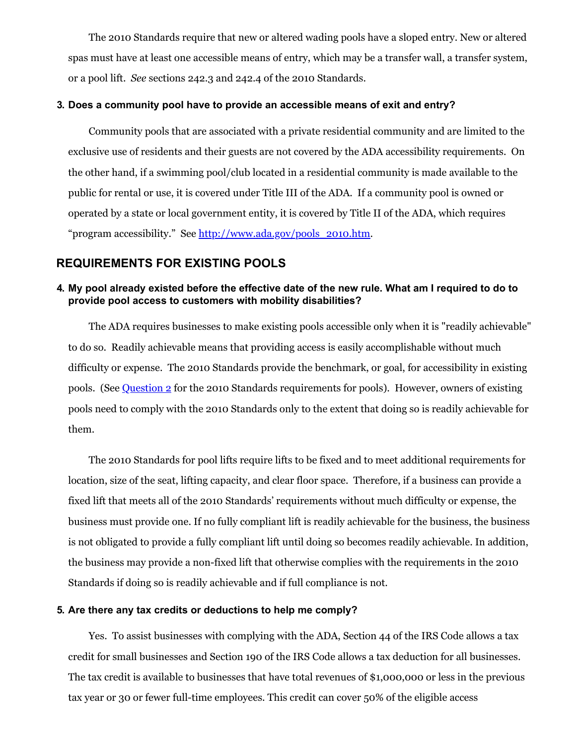The 2010 Standards require that new or altered wading pools have a sloped entry. New or altered spas must have at least one accessible means of entry, which may be a transfer wall, a transfer system, or a pool lift. *See* sections 242.3 and 242.4 of the 2010 Standards.

#### 3. Does a community pool have to provide an accessible means of exit and entry?

Community pools that are associated with a private residential community and are limited to the exclusive use of residents and their guests are not covered by the ADA accessibility requirements. On the other hand, if a swimming pool/club located in a residential community is made available to the public for rental or use, it is covered under Title III of the ADA. If a community pool is owned or operated by a state or local government entity, it is covered by Title II of the ADA, which requires "program accessibility." See [http://www.ada.gov/pools_2010.htm](http://www.ada.gov/pools_2010.htm).

## REQUIREMENTS FOR EXISTING POOLS

#### 4. My pool already existed before the effective date of the new rule. What am I required to do to provide pool access to customers with mobility disabilities?

The ADA requires businesses to make existing pools accessible only when it is "readily achievable" to do so. Readily achievable means that providing access is easily accomplishable without much difficulty or expense. The 2010 Standards provide the benchmark, or goal, for accessibility in existing pools. (See [Question 2](#) for the 2010 Standards requirements for pools). However, owners of existing pools need to comply with the 2010 Standards only to the extent that doing so is readily achievable for them.

The 2010 Standards for pool lifts require lifts to be fixed and to meet additional requirements for location, size of the seat, lifting capacity, and clear floor space. Therefore, if a business can provide a fixed lift that meets all of the 2010 Standards' requirements without much difficulty or expense, the business must provide one. If no fully compliant lift is readily achievable for the business, the business is not obligated to provide a fully compliant lift until doing so becomes readily achievable. In addition, the business may provide a non-fixed lift that otherwise complies with the requirements in the 2010 Standards if doing so is readily achievable and if full compliance is not.

#### 5. Are there any tax credits or deductions to help me comply?

Yes. To assist businesses with complying with the ADA, Section 44 of the IRS Code allows a tax credit for small businesses and Section 190 of the IRS Code allows a tax deduction for all businesses. The tax credit is available to businesses that have total revenues of $1,000,000 or less in the previous tax year or 30 or fewer full-time employees. This credit can cover 50% of the eligible access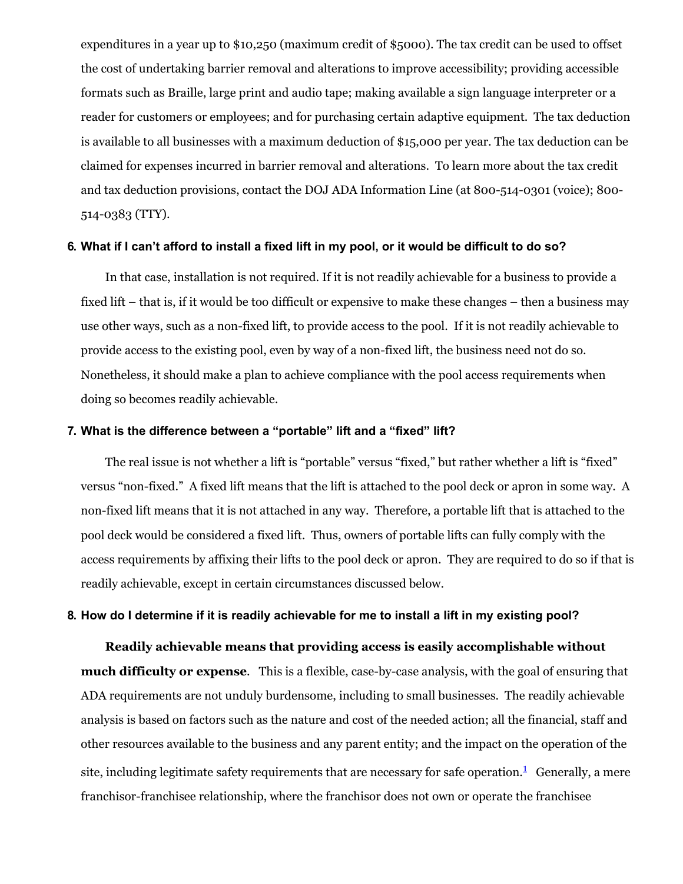expenditures in a year up to $10,250 (maximum credit of $5000). The tax credit can be used to offset the cost of undertaking barrier removal and alterations to improve accessibility; providing accessible formats such as Braille, large print and audio tape; making available a sign language interpreter or a reader for customers or employees; and for purchasing certain adaptive equipment. The tax deduction is available to all businesses with a maximum deduction of $15,000 per year. The tax deduction can be claimed for expenses incurred in barrier removal and alterations. To learn more about the tax credit and tax deduction provisions, contact the DOJ ADA Information Line (at 800-514-0301 (voice); 800-514-0383 (TTY).

**6. What if I can't afford to install a fixed lift in my pool, or it would be difficult to do so?**

In that case, installation is not required. If it is not readily achievable for a business to provide a fixed lift – that is, if it would be too difficult or expensive to make these changes – then a business may use other ways, such as a non-fixed lift, to provide access to the pool. If it is not readily achievable to provide access to the existing pool, even by way of a non-fixed lift, the business need not do so. Nonetheless, it should make a plan to achieve compliance with the pool access requirements when doing so becomes readily achievable.

**7. What is the difference between a "portable" lift and a "fixed" lift?**

The real issue is not whether a lift is "portable" versus "fixed," but rather whether a lift is "fixed" versus "non-fixed." A fixed lift means that the lift is attached to the pool deck or apron in some way. A non-fixed lift means that it is not attached in any way. Therefore, a portable lift that is attached to the pool deck would be considered a fixed lift. Thus, owners of portable lifts can fully comply with the access requirements by affixing their lifts to the pool deck or apron. They are required to do so if that is readily achievable, except in certain circumstances discussed below.

**8. How do I determine if it is readily achievable for me to install a lift in my existing pool?**

**Readily achievable means that providing access is easily accomplishable without much difficulty or expense**. This is a flexible, case-by-case analysis, with the goal of ensuring that ADA requirements are not unduly burdensome, including to small businesses. The readily achievable analysis is based on factors such as the nature and cost of the needed action; all the financial, staff and other resources available to the business and any parent entity; and the impact on the operation of the site, including legitimate safety requirements that are necessary for safe operation.[1] Generally, a mere franchisor-franchisee relationship, where the franchisor does not own or operate the franchisee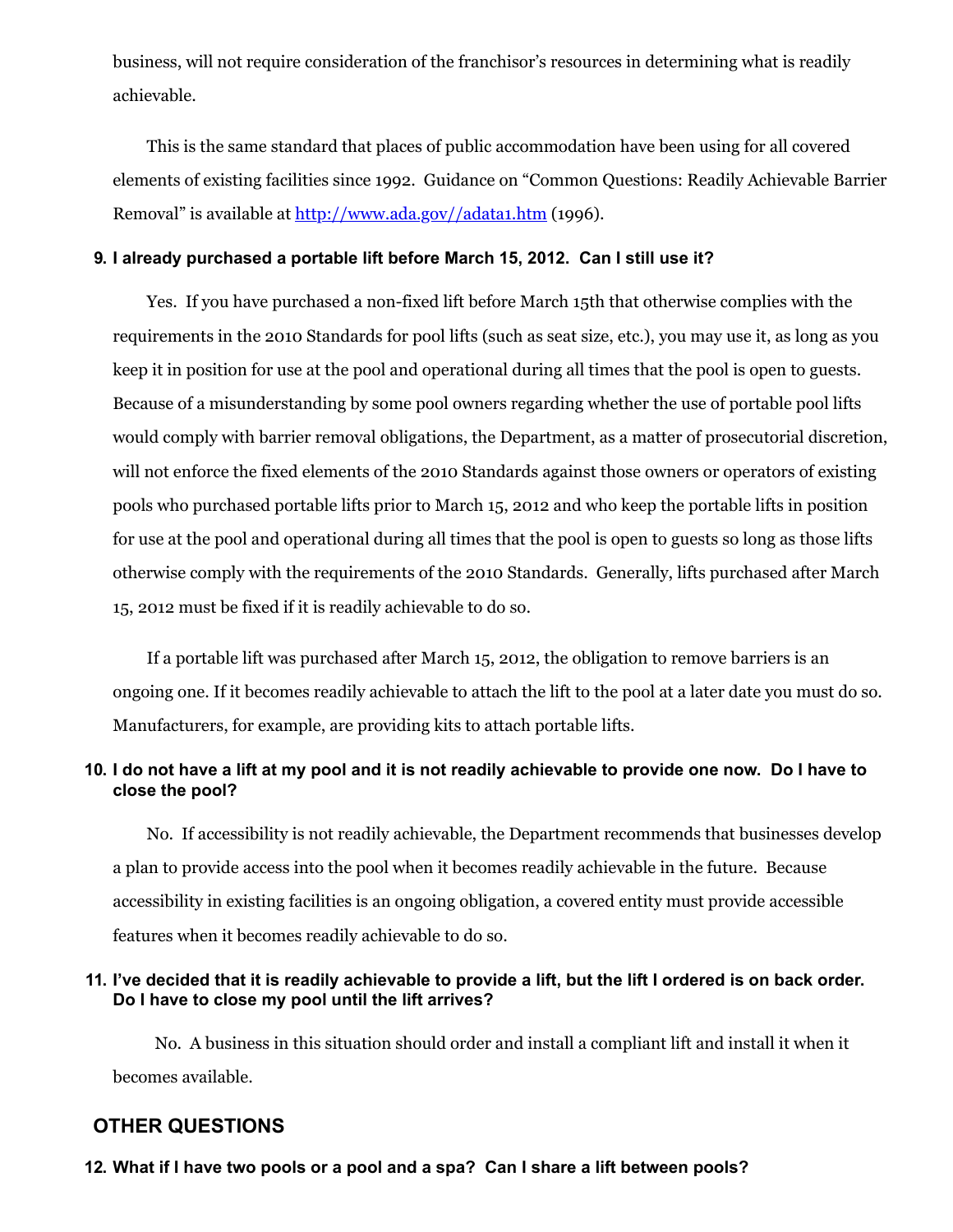business, will not require consideration of the franchisor's resources in determining what is readily achievable.

This is the same standard that places of public accommodation have been using for all covered elements of existing facilities since 1992. Guidance on "Common Questions: Readily Achievable Barrier Removal" is available at [http://www.ada.gov//adata1.htm](http://www.ada.gov//adata1.htm) (1996).

**9. I already purchased a portable lift before March 15, 2012. Can I still use it?**

Yes. If you have purchased a non-fixed lift before March 15th that otherwise complies with the requirements in the 2010 Standards for pool lifts (such as seat size, etc.), you may use it, as long as you keep it in position for use at the pool and operational during all times that the pool is open to guests. Because of a misunderstanding by some pool owners regarding whether the use of portable pool lifts would comply with barrier removal obligations, the Department, as a matter of prosecutorial discretion, will not enforce the fixed elements of the 2010 Standards against those owners or operators of existing pools who purchased portable lifts prior to March 15, 2012 and who keep the portable lifts in position for use at the pool and operational during all times that the pool is open to guests so long as those lifts otherwise comply with the requirements of the 2010 Standards. Generally, lifts purchased after March 15, 2012 must be fixed if it is readily achievable to do so.

If a portable lift was purchased after March 15, 2012, the obligation to remove barriers is an ongoing one. If it becomes readily achievable to attach the lift to the pool at a later date you must do so. Manufacturers, for example, are providing kits to attach portable lifts.

**10. I do not have a lift at my pool and it is not readily achievable to provide one now. Do I have to close the pool?**

No. If accessibility is not readily achievable, the Department recommends that businesses develop a plan to provide access into the pool when it becomes readily achievable in the future. Because accessibility in existing facilities is an ongoing obligation, a covered entity must provide accessible features when it becomes readily achievable to do so.

**11. I've decided that it is readily achievable to provide a lift, but the lift I ordered is on back order. Do I have to close my pool until the lift arrives?**

No. A business in this situation should order and install a compliant lift and install it when it becomes available.

## OTHER QUESTIONS

**12. What if I have two pools or a pool and a spa? Can I share a lift between pools?**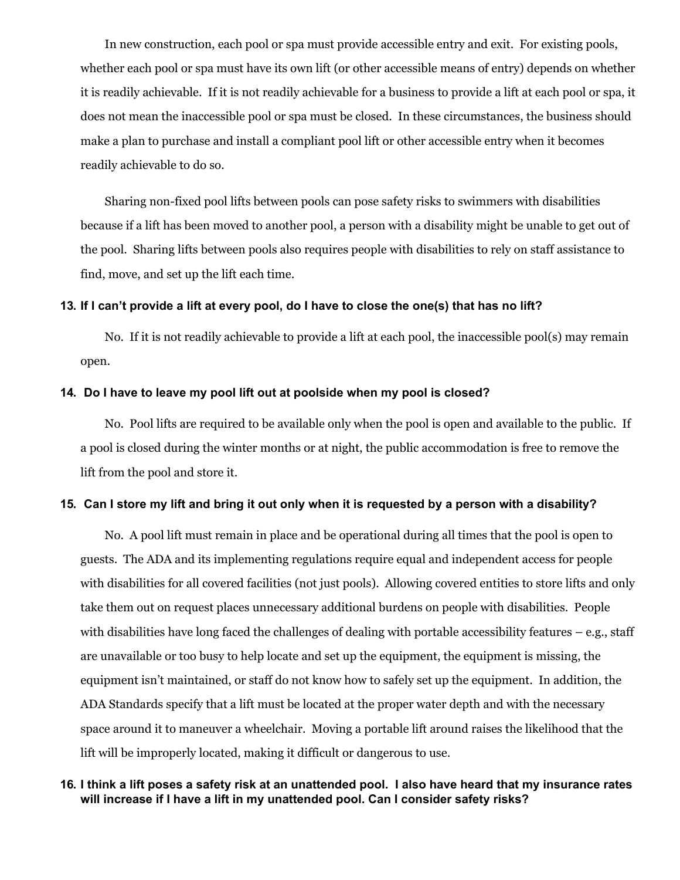In new construction, each pool or spa must provide accessible entry and exit. For existing pools, whether each pool or spa must have its own lift (or other accessible means of entry) depends on whether it is readily achievable. If it is not readily achievable for a business to provide a lift at each pool or spa, it does not mean the inaccessible pool or spa must be closed. In these circumstances, the business should make a plan to purchase and install a compliant pool lift or other accessible entry when it becomes readily achievable to do so.

Sharing non-fixed pool lifts between pools can pose safety risks to swimmers with disabilities because if a lift has been moved to another pool, a person with a disability might be unable to get out of the pool. Sharing lifts between pools also requires people with disabilities to rely on staff assistance to find, move, and set up the lift each time.

### 13. If I can't provide a lift at every pool, do I have to close the one(s) that has no lift?

No. If it is not readily achievable to provide a lift at each pool, the inaccessible pool(s) may remain open.

### 14. Do I have to leave my pool lift out at poolside when my pool is closed?

No. Pool lifts are required to be available only when the pool is open and available to the public. If a pool is closed during the winter months or at night, the public accommodation is free to remove the lift from the pool and store it.

### 15. Can I store my lift and bring it out only when it is requested by a person with a disability?

No. A pool lift must remain in place and be operational during all times that the pool is open to guests. The ADA and its implementing regulations require equal and independent access for people with disabilities for all covered facilities (not just pools). Allowing covered entities to store lifts and only take them out on request places unnecessary additional burdens on people with disabilities. People with disabilities have long faced the challenges of dealing with portable accessibility features – e.g., staff are unavailable or too busy to help locate and set up the equipment, the equipment is missing, the equipment isn't maintained, or staff do not know how to safely set up the equipment. In addition, the ADA Standards specify that a lift must be located at the proper water depth and with the necessary space around it to maneuver a wheelchair. Moving a portable lift around raises the likelihood that the lift will be improperly located, making it difficult or dangerous to use.

### 16. I think a lift poses a safety risk at an unattended pool. I also have heard that my insurance rates will increase if I have a lift in my unattended pool. Can I consider safety risks?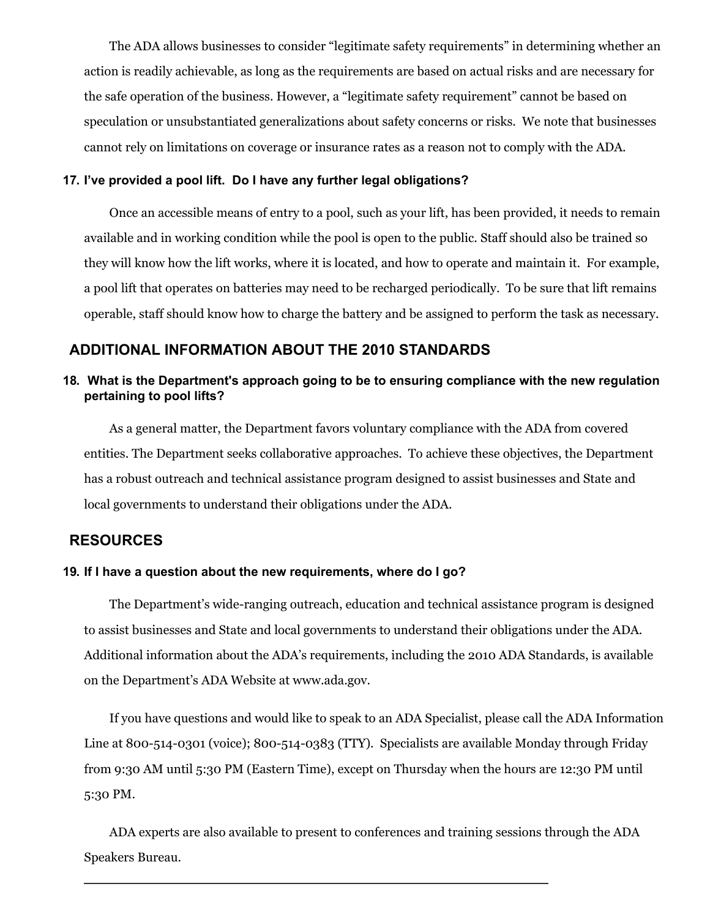The ADA allows businesses to consider "legitimate safety requirements" in determining whether an action is readily achievable, as long as the requirements are based on actual risks and are necessary for the safe operation of the business. However, a "legitimate safety requirement" cannot be based on speculation or unsubstantiated generalizations about safety concerns or risks. We note that businesses cannot rely on limitations on coverage or insurance rates as a reason not to comply with the ADA.

### 17. I've provided a pool lift. Do I have any further legal obligations?

Once an accessible means of entry to a pool, such as your lift, has been provided, it needs to remain available and in working condition while the pool is open to the public. Staff should also be trained so they will know how the lift works, where it is located, and how to operate and maintain it. For example, a pool lift that operates on batteries may need to be recharged periodically. To be sure that lift remains operable, staff should know how to charge the battery and be assigned to perform the task as necessary.

## ADDITIONAL INFORMATION ABOUT THE 2010 STANDARDS

### 18. What is the Department's approach going to be to ensuring compliance with the new regulation pertaining to pool lifts?

As a general matter, the Department favors voluntary compliance with the ADA from covered entities. The Department seeks collaborative approaches. To achieve these objectives, the Department has a robust outreach and technical assistance program designed to assist businesses and State and local governments to understand their obligations under the ADA.

## RESOURCES

### 19. If I have a question about the new requirements, where do I go?

The Department's wide-ranging outreach, education and technical assistance program is designed to assist businesses and State and local governments to understand their obligations under the ADA. Additional information about the ADA's requirements, including the 2010 ADA Standards, is available on the Department's ADA Website at www.ada.gov.

If you have questions and would like to speak to an ADA Specialist, please call the ADA Information Line at 800-514-0301 (voice); 800-514-0383 (TTY). Specialists are available Monday through Friday from 9:30 AM until 5:30 PM (Eastern Time), except on Thursday when the hours are 12:30 PM until 5:30 PM.

ADA experts are also available to present to conferences and training sessions through the ADA Speakers Bureau.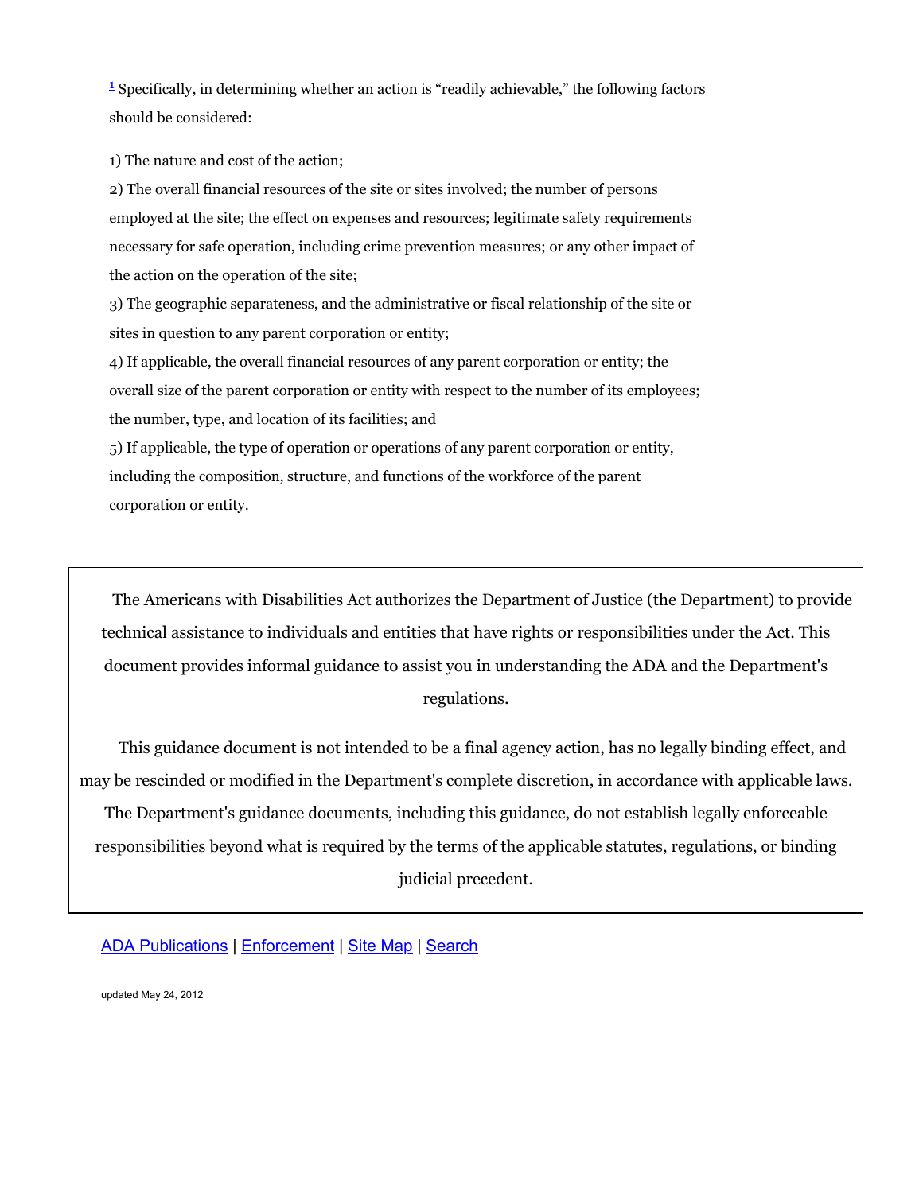[1] Specifically, in determining whether an action is "readily achievable," the following factors should be considered:

1) The nature and cost of the action;

2) The overall financial resources of the site or sites involved; the number of persons employed at the site; the effect on expenses and resources; legitimate safety requirements necessary for safe operation, including crime prevention measures; or any other impact of the action on the operation of the site;

3) The geographic separateness, and the administrative or fiscal relationship of the site or sites in question to any parent corporation or entity;

4) If applicable, the overall financial resources of any parent corporation or entity; the overall size of the parent corporation or entity with respect to the number of its employees; the number, type, and location of its facilities; and

5) If applicable, the type of operation or operations of any parent corporation or entity, including the composition, structure, and functions of the workforce of the parent corporation or entity.

---

The Americans with Disabilities Act authorizes the Department of Justice (the Department) to provide technical assistance to individuals and entities that have rights or responsibilities under the Act. This document provides informal guidance to assist you in understanding the ADA and the Department's regulations.

This guidance document is not intended to be a final agency action, has no legally binding effect, and may be rescinded or modified in the Department's complete discretion, in accordance with applicable laws. The Department's guidance documents, including this guidance, do not establish legally enforceable responsibilities beyond what is required by the terms of the applicable statutes, regulations, or binding judicial precedent.

ADA Publications | Enforcement | Site Map | Search

updated May 24, 2012